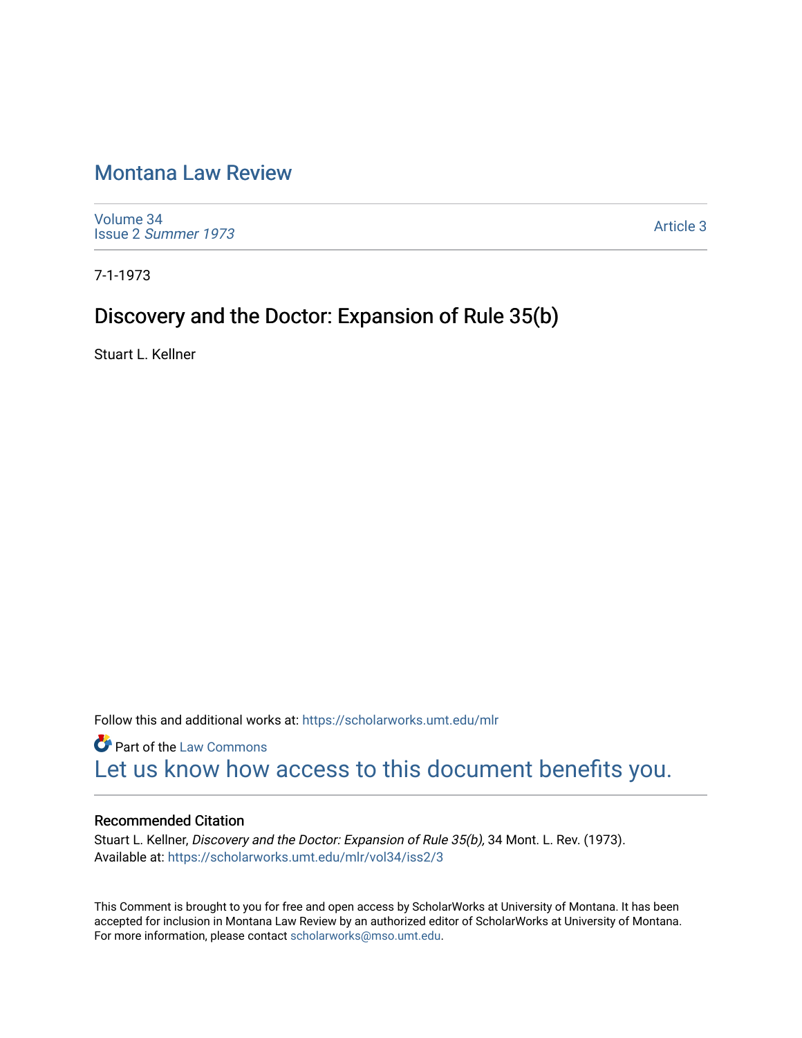# Montana Law Review

Volume 34
Issue 2 *Summer 1973*

Article 3

7-1-1973

## Discovery and the Doctor: Expansion of Rule 35(b)

Stuart L. Kellner

Follow this and additional works at: https://scholarworks.umt.edu/mlr

Part of the Law Commons
Let us know how access to this document benefits you.

### Recommended Citation

Stuart L. Kellner, *Discovery and the Doctor: Expansion of Rule 35(b),* 34 Mont. L. Rev. (1973).
Available at: https://scholarworks.umt.edu/mlr/vol34/iss2/3

This Comment is brought to you for free and open access by ScholarWorks at University of Montana. It has been accepted for inclusion in Montana Law Review by an authorized editor of ScholarWorks at University of Montana. For more information, please contact scholarworks@mso.umt.edu.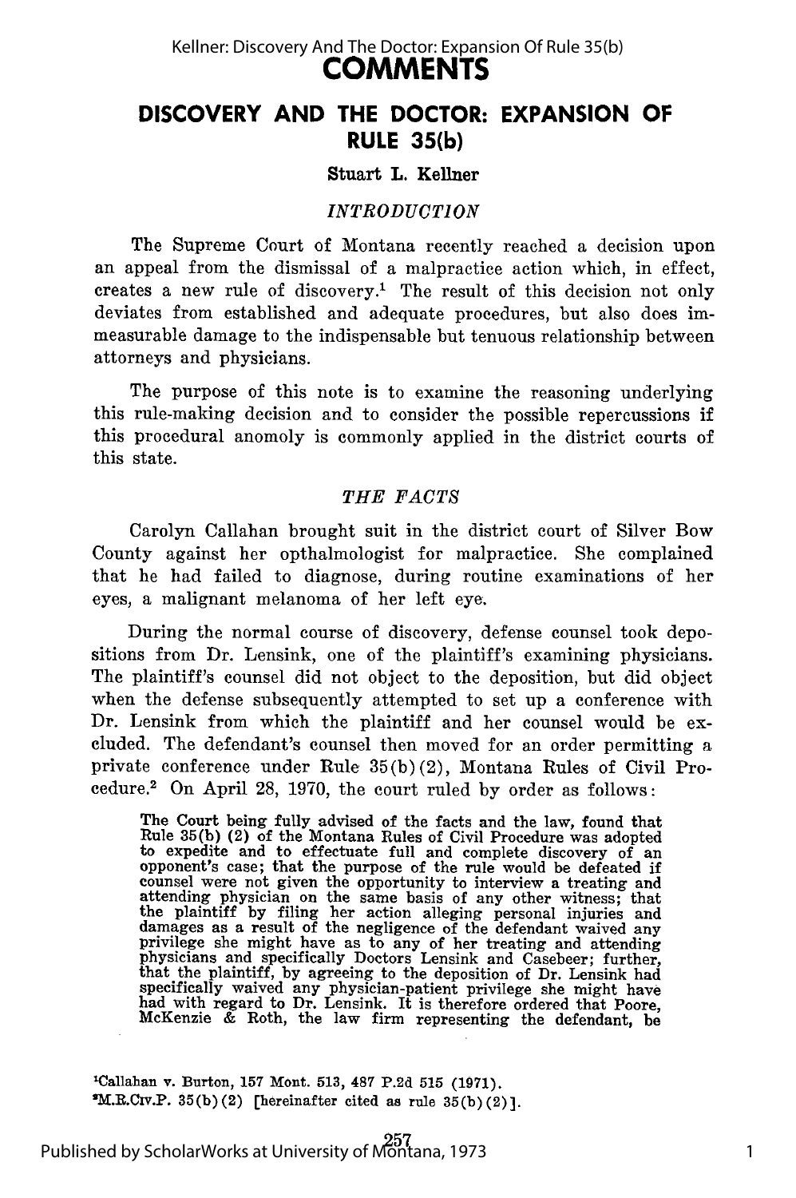# COMMENTS

## DISCOVERY AND THE DOCTOR: EXPANSION OF RULE 35(b)

**Stuart L. Kellner**

### *INTRODUCTION*

The Supreme Court of Montana recently reached a decision upon an appeal from the dismissal of a malpractice action which, in effect, creates a new rule of discovery.[1] The result of this decision not only deviates from established and adequate procedures, but also does immeasurable damage to the indispensable but tenuous relationship between attorneys and physicians.

The purpose of this note is to examine the reasoning underlying this rule-making decision and to consider the possible repercussions if this procedural anomoly is commonly applied in the district courts of this state.

### *THE FACTS*

Carolyn Callahan brought suit in the district court of Silver Bow County against her opthalmologist for malpractice. She complained that he had failed to diagnose, during routine examinations of her eyes, a malignant melanoma of her left eye.

During the normal course of discovery, defense counsel took depositions from Dr. Lensink, one of the plaintiff's examining physicians. The plaintiff's counsel did not object to the deposition, but did object when the defense subsequently attempted to set up a conference with Dr. Lensink from which the plaintiff and her counsel would be excluded. The defendant's counsel then moved for an order permitting a private conference under Rule 35(b)(2), Montana Rules of Civil Procedure.[2] On April 28, 1970, the court ruled by order as follows:

> The Court being fully advised of the facts and the law, found that Rule 35(b) (2) of the Montana Rules of Civil Procedure was adopted to expedite and to effectuate full and complete discovery of an opponent's case; that the purpose of the rule would be defeated if counsel were not given the opportunity to interview a treating and attending physician on the same basis of any other witness; that the plaintiff by filing her action alleging personal injuries and damages as a result of the negligence of the defendant waived any privilege she might have as to any of her treating and attending physicians and specifically Doctors Lensink and Casebeer; further, that the plaintiff, by agreeing to the deposition of Dr. Lensink had specifically waived any physician-patient privilege she might have had with regard to Dr. Lensink. It is therefore ordered that Poore, McKenzie & Roth, the law firm representing the defendant, be

[1] Callahan v. Burton, 157 Mont. 513, 487 P.2d 515 (1971).

[2] M.R.Civ.P. 35(b)(2) [hereinafter cited as rule 35(b)(2)].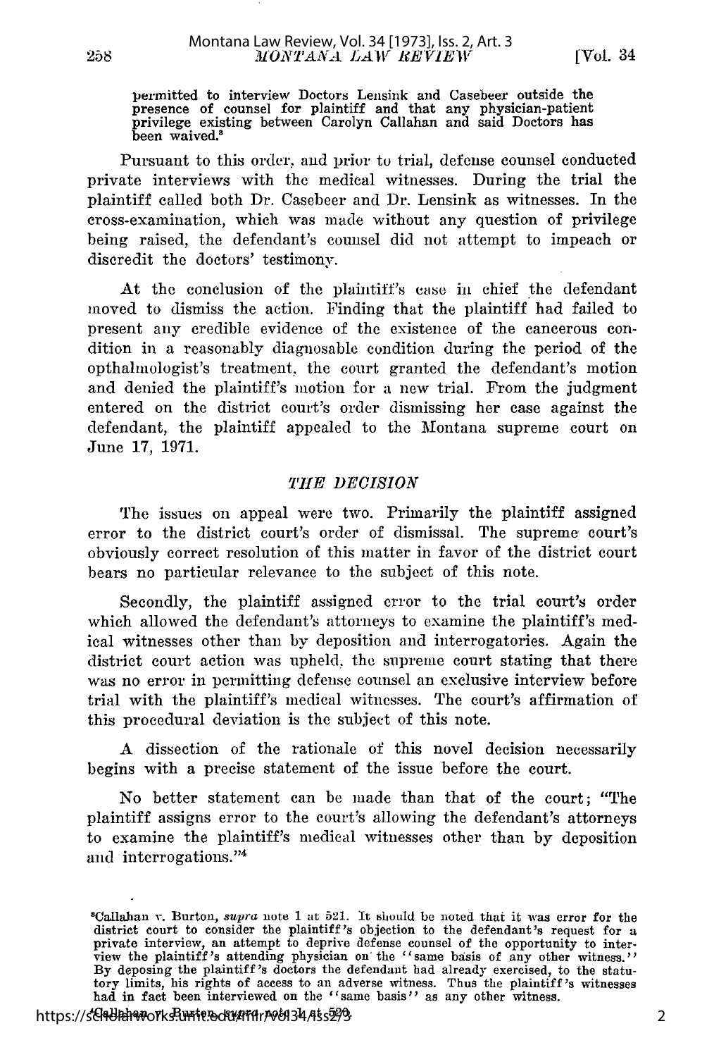permitted to interview Doctors Lensink and Casebeer outside the presence of counsel for plaintiff and that any physician-patient privilege existing between Carolyn Callahan and said Doctors has been waived.[3]

Pursuant to this order, and prior to trial, defense counsel conducted private interviews with the medical witnesses. During the trial the plaintiff called both Dr. Casebeer and Dr. Lensink as witnesses. In the cross-examination, which was made without any question of privilege being raised, the defendant's counsel did not attempt to impeach or discredit the doctors' testimony.

At the conclusion of the plaintiff's case in chief the defendant moved to dismiss the action. Finding that the plaintiff had failed to present any credible evidence of the existence of the cancerous condition in a reasonably diagnosable condition during the period of the opthalmologist's treatment, the court granted the defendant's motion and denied the plaintiff's motion for a new trial. From the judgment entered on the district court's order dismissing her case against the defendant, the plaintiff appealed to the Montana supreme court on June 17, 1971.

## *THE DECISION*

The issues on appeal were two. Primarily the plaintiff assigned error to the district court's order of dismissal. The supreme court's obviously correct resolution of this matter in favor of the district court bears no particular relevance to the subject of this note.

Secondly, the plaintiff assigned error to the trial court's order which allowed the defendant's attorneys to examine the plaintiff's medical witnesses other than by deposition and interrogatories. Again the district court action was upheld, the supreme court stating that there was no error in permitting defense counsel an exclusive interview before trial with the plaintiff's medical witnesses. The court's affirmation of this procedural deviation is the subject of this note.

A dissection of the rationale of this novel decision necessarily begins with a precise statement of the issue before the court.

No better statement can be made than that of the court; "The plaintiff assigns error to the court's allowing the defendant's attorneys to examine the plaintiff's medical witnesses other than by deposition and interrogations."[4]

---

[3]Callahan v. Burton, *supra* note 1 at 521. It should be noted that it was error for the district court to consider the plaintiff's objection to the defendant's request for a private interview, an attempt to deprive defense counsel of the opportunity to interview the plaintiff's attending physician on the "same basis of any other witness." By deposing the plaintiff's doctors the defendant had already exercised, to the statutory limits, his rights of access to an adverse witness. Thus the plaintiff's witnesses had in fact been interviewed on the "same basis" as any other witness.

[4]Callahan v. Burton, *supra* note 1 at 520.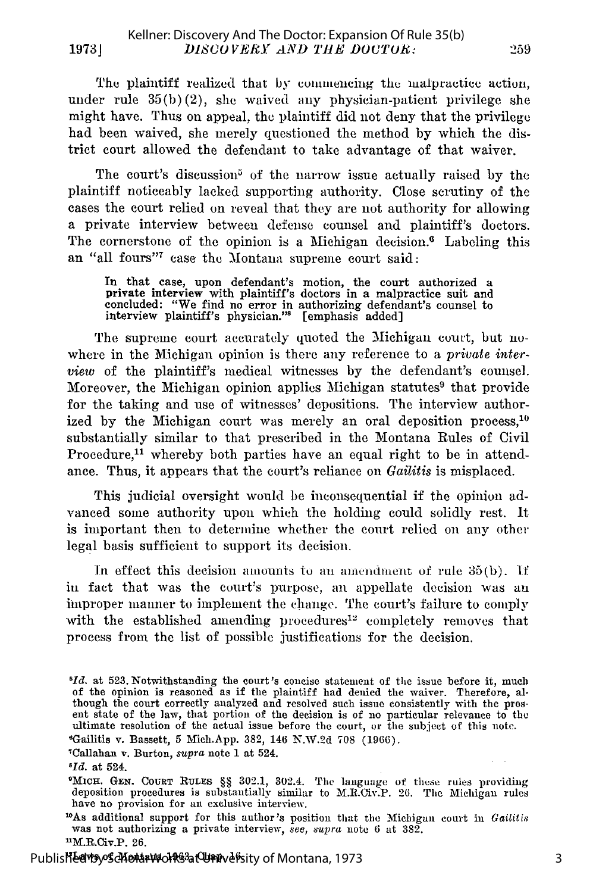The plaintiff realized that by commencing the malpractice action, under rule 35(b)(2), she waived any physician-patient privilege she might have. Thus on appeal, the plaintiff did not deny that the privilege had been waived, she merely questioned the method by which the district court allowed the defendant to take advantage of that waiver.

The court's discussion[5] of the narrow issue actually raised by the plaintiff noticeably lacked supporting authority. Close scrutiny of the cases the court relied on reveal that they are not authority for allowing a private interview between defense counsel and plaintiff's doctors. The cornerstone of the opinion is a Michigan decision.[6] Labeling this an "all fours"[7] case the Montana supreme court said:

> In that case, upon defendant's motion, the court authorized a **private interview** with plaintiff's doctors in a malpractice suit and concluded: "We find no error in authorizing defendant's counsel to interview plaintiff's physician."[8] [emphasis added]

The supreme court accurately quoted the Michigan court, but nowhere in the Michigan opinion is there any reference to a *private interview* of the plaintiff's medical witnesses by the defendant's counsel. Moreover, the Michigan opinion applies Michigan statutes[9] that provide for the taking and use of witnesses' depositions. The interview authorized by the Michigan court was merely an oral deposition process,[10] substantially similar to that prescribed in the Montana Rules of Civil Procedure,[11] whereby both parties have an equal right to be in attendance. Thus, it appears that the court's reliance on *Gailitis* is misplaced.

This judicial oversight would be inconsequential if the opinion advanced some authority upon which the holding could solidly rest. It is important then to determine whether the court relied on any other legal basis sufficient to support its decision.

In effect this decision amounts to an amendment of rule 35(b). If in fact that was the court's purpose, an appellate decision was an improper manner to implement the change. The court's failure to comply with the established amending procedures[12] completely removes that process from the list of possible justifications for the decision.

---

[5]*Id.* at 523. Notwithstanding the court's concise statement of the issue before it, much of the opinion is reasoned as if the plaintiff had denied the waiver. Therefore, although the court correctly analyzed and resolved such issue consistently with the present state of the law, that portion of the decision is of no particular relevance to the ultimate resolution of the actual issue before the court, or the subject of this note.

[6]Gailitis v. Bassett, 5 Mich.App. 382, 146 N.W.2d 708 (1966).

[7]Callahan v. Burton, *supra* note 1 at 524.

[8]*Id.* at 524.

[9]MICH. GEN. COURT RULES §§ 302.1, 302.4. The language of these rules providing deposition procedures is substantially similar to M.R.Civ.P. 26. The Michigan rules have no provision for an exclusive interview.

[10]As additional support for this author's position that the Michigan court in *Gailitis* was not authorizing a private interview, *see*, *supra* note 6 at 382.

[11]M.R.Civ.P. 26.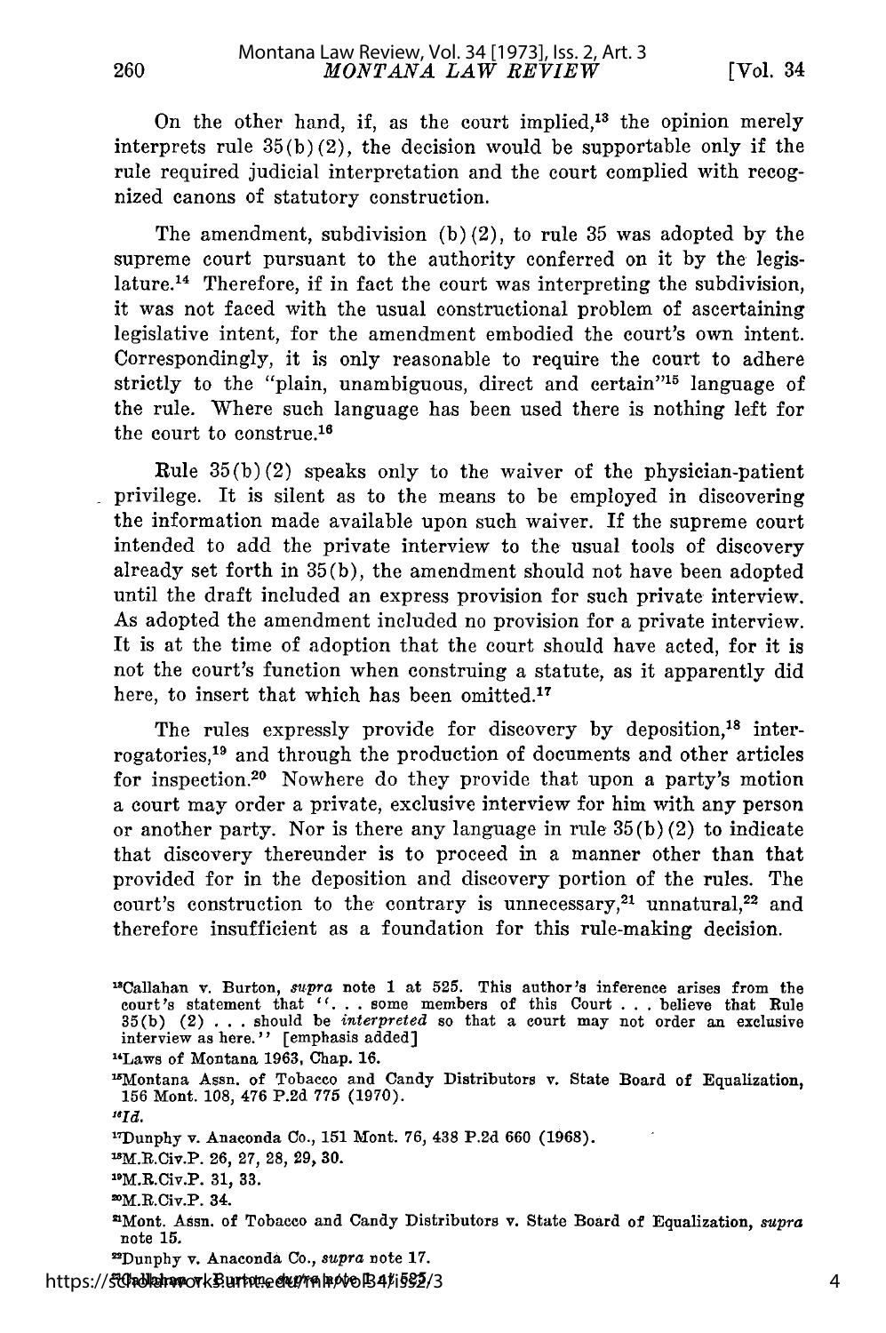On the other hand, if, as the court implied,[13] the opinion merely interprets rule 35(b)(2), the decision would be supportable only if the rule required judicial interpretation and the court complied with recognized canons of statutory construction.

The amendment, subdivision (b)(2), to rule 35 was adopted by the supreme court pursuant to the authority conferred on it by the legislature.[14] Therefore, if in fact the court was interpreting the subdivision, it was not faced with the usual constructional problem of ascertaining legislative intent, for the amendment embodied the court's own intent. Correspondingly, it is only reasonable to require the court to adhere strictly to the "plain, unambiguous, direct and certain"[15] language of the rule. Where such language has been used there is nothing left for the court to construe.[16]

Rule 35(b)(2) speaks only to the waiver of the physician-patient privilege. It is silent as to the means to be employed in discovering the information made available upon such waiver. If the supreme court intended to add the private interview to the usual tools of discovery already set forth in 35(b), the amendment should not have been adopted until the draft included an express provision for such private interview. As adopted the amendment included no provision for a private interview. It is at the time of adoption that the court should have acted, for it is not the court's function when construing a statute, as it apparently did here, to insert that which has been omitted.[17]

The rules expressly provide for discovery by deposition,[18] interrogatories,[19] and through the production of documents and other articles for inspection.[20] Nowhere do they provide that upon a party's motion a court may order a private, exclusive interview for him with any person or another party. Nor is there any language in rule 35(b)(2) to indicate that discovery thereunder is to proceed in a manner other than that provided for in the deposition and discovery portion of the rules. The court's construction to the contrary is unnecessary,[21] unnatural,[22] and therefore insufficient as a foundation for this rule-making decision.

---

[13]Callahan v. Burton, *supra* note 1 at 525. This author's inference arises from the court's statement that "... some members of this Court ... believe that Rule 35(b) (2) ... should be *interpreted* so that a court may not order an exclusive interview as here." [emphasis added]

[14]Laws of Montana 1963, Chap. 16.

[15]Montana Assn. of Tobacco and Candy Distributors v. State Board of Equalization, 156 Mont. 108, 476 P.2d 775 (1970).

[16]*Id.*

[17]Dunphy v. Anaconda Co., 151 Mont. 76, 438 P.2d 660 (1968).

[18]M.R.Civ.P. 26, 27, 28, 29, 30.

[19]M.R.Civ.P. 31, 33.

[20]M.R.Civ.P. 34.

[21]Mont. Assn. of Tobacco and Candy Distributors v. State Board of Equalization, *supra* note 15.

[22]Dunphy v. Anaconda Co., *supra* note 17.

[23]Callahan v. Burton, *supra* note 1 at 525.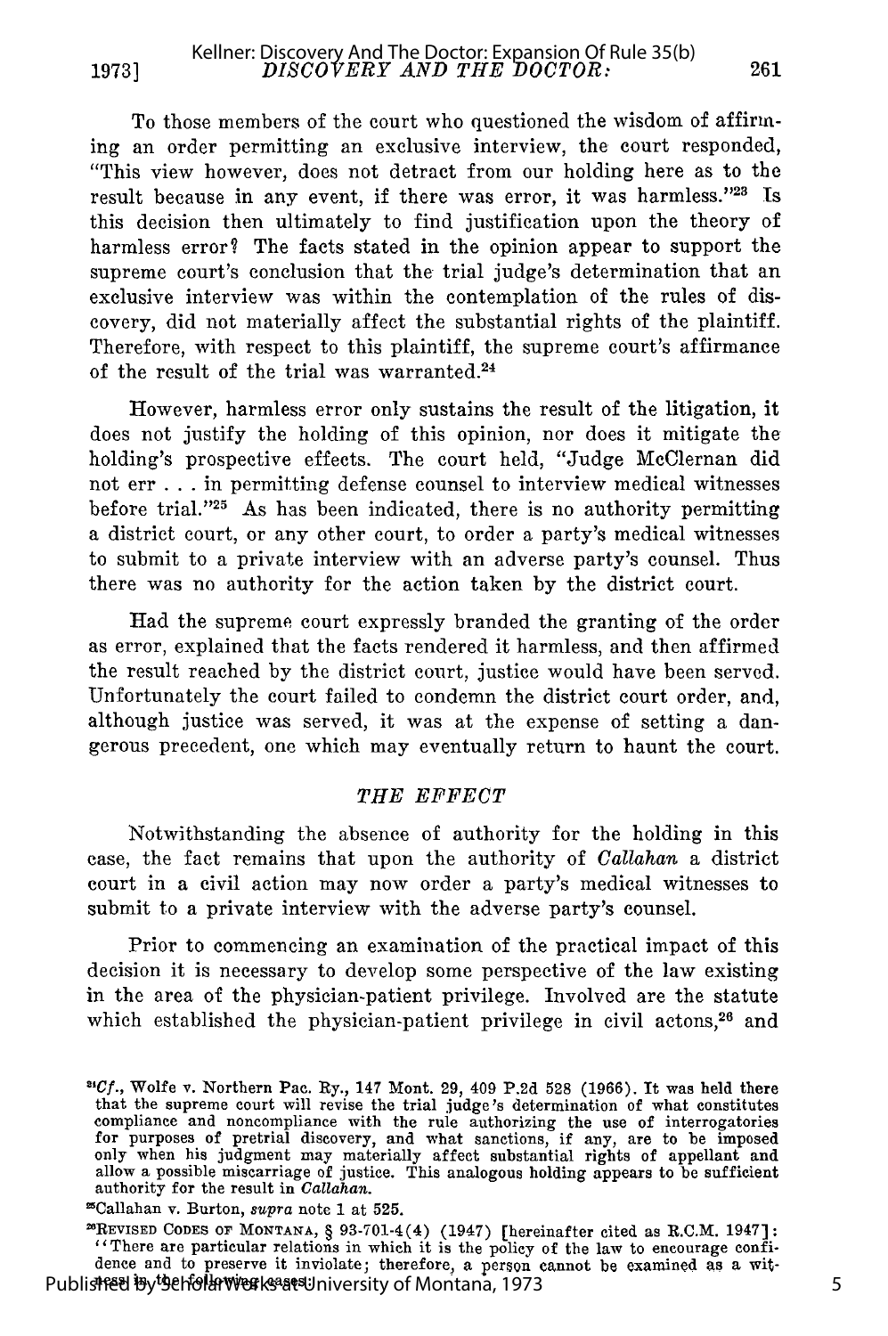To those members of the court who questioned the wisdom of affirming an order permitting an exclusive interview, the court responded, "This view however, does not detract from our holding here as to the result because in any event, if there was error, it was harmless."[23] Is this decision then ultimately to find justification upon the theory of harmless error? The facts stated in the opinion appear to support the supreme court's conclusion that the trial judge's determination that an exclusive interview was within the contemplation of the rules of discovery, did not materially affect the substantial rights of the plaintiff. Therefore, with respect to this plaintiff, the supreme court's affirmance of the result of the trial was warranted.[24]

However, harmless error only sustains the result of the litigation, it does not justify the holding of this opinion, nor does it mitigate the holding's prospective effects. The court held, "Judge McClernan did not err . . . in permitting defense counsel to interview medical witnesses before trial."[25] As has been indicated, there is no authority permitting a district court, or any other court, to order a party's medical witnesses to submit to a private interview with an adverse party's counsel. Thus there was no authority for the action taken by the district court.

Had the supreme court expressly branded the granting of the order as error, explained that the facts rendered it harmless, and then affirmed the result reached by the district court, justice would have been served. Unfortunately the court failed to condemn the district court order, and, although justice was served, it was at the expense of setting a dangerous precedent, one which may eventually return to haunt the court.

## *THE EFFECT*

Notwithstanding the absence of authority for the holding in this case, the fact remains that upon the authority of *Callahan* a district court in a civil action may now order a party's medical witnesses to submit to a private interview with the adverse party's counsel.

Prior to commencing an examination of the practical impact of this decision it is necessary to develop some perspective of the law existing in the area of the physician-patient privilege. Involved are the statute which established the physician-patient privilege in civil actons,[26] and

---

[24]*Cf.*, Wolfe v. Northern Pac. Ry., 147 Mont. 29, 409 P.2d 528 (1966). It was held there that the supreme court will revise the trial judge's determination of what constitutes compliance and noncompliance with the rule authorizing the use of interrogatories for purposes of pretrial discovery, and what sanctions, if any, are to be imposed only when his judgment may materially affect substantial rights of appellant and allow a possible miscarriage of justice. This analogous holding appears to be sufficient authority for the result in *Callahan*.

[25]Callahan v. Burton, *supra* note 1 at 525.

[26]REVISED CODES OF MONTANA, § 93-701-4(4) (1947) [hereinafter cited as R.C.M. 1947]: "There are particular relations in which it is the policy of the law to encourage confidence and to preserve it inviolate; therefore, a person cannot be examined as a witness in the following cases: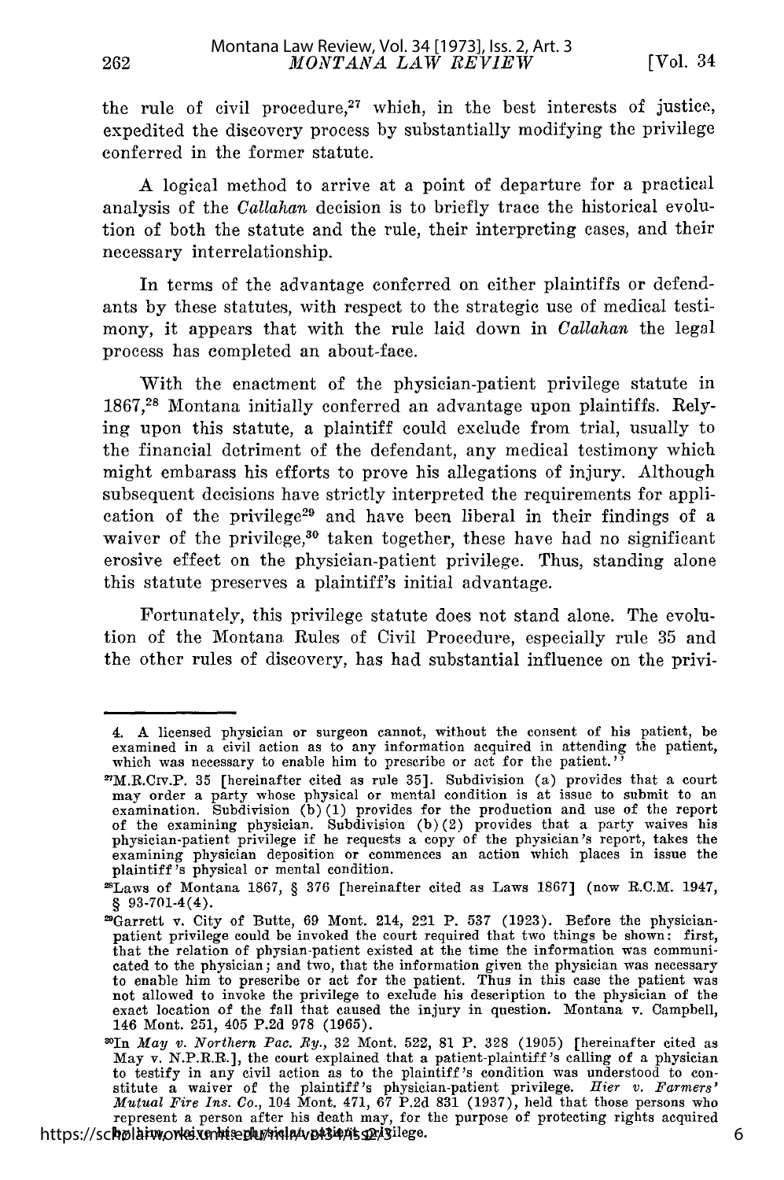the rule of civil procedure,[27] which, in the best interests of justice, expedited the discovery process by substantially modifying the privilege conferred in the former statute.

A logical method to arrive at a point of departure for a practical analysis of the *Callahan* decision is to briefly trace the historical evolution of both the statute and the rule, their interpreting cases, and their necessary interrelationship.

In terms of the advantage conferred on either plaintiffs or defendants by these statutes, with respect to the strategic use of medical testimony, it appears that with the rule laid down in *Callahan* the legal process has completed an about-face.

With the enactment of the physician-patient privilege statute in 1867,[28] Montana initially conferred an advantage upon plaintiffs. Relying upon this statute, a plaintiff could exclude from trial, usually to the financial detriment of the defendant, any medical testimony which might embarass his efforts to prove his allegations of injury. Although subsequent decisions have strictly interpreted the requirements for application of the privilege[29] and have been liberal in their findings of a waiver of the privilege,[30] taken together, these have had no significant erosive effect on the physician-patient privilege. Thus, standing alone this statute preserves a plaintiff's initial advantage.

Fortunately, this privilege statute does not stand alone. The evolution of the Montana Rules of Civil Procedure, especially rule 35 and the other rules of discovery, has had substantial influence on the privi-

---

4. A licensed physician or surgeon cannot, without the consent of his patient, be examined in a civil action as to any information acquired in attending the patient, which was necessary to enable him to prescribe or act for the patient.''

[27]M.R.CIV.P. 35 [hereinafter cited as rule 35]. Subdivision (a) provides that a court may order a party whose physical or mental condition is at issue to submit to an examination. Subdivision (b)(1) provides for the production and use of the report of the examining physician. Subdivision (b)(2) provides that a party waives his physician-patient privilege if he requests a copy of the physician's report, takes the examining physician deposition or commences an action which places in issue the plaintiff's physical or mental condition.

[28]Laws of Montana 1867, § 376 [hereinafter cited as Laws 1867] (now R.C.M. 1947, § 93-701-4(4).

[29]Garrett v. City of Butte, 69 Mont. 214, 221 P. 537 (1923). Before the physician-patient privilege could be invoked the court required that two things be shown: first, that the relation of physian-patient existed at the time the information was communicated to the physician; and two, that the information given the physician was necessary to enable him to prescribe or act for the patient. Thus in this case the patient was not allowed to invoke the privilege to exclude his description to the physician of the exact location of the fall that caused the injury in question. Montana v. Campbell, 146 Mont. 251, 405 P.2d 978 (1965).

[30]In *May v. Northern Pac. Ry.*, 32 Mont. 522, 81 P. 328 (1905) [hereinafter cited as May v. N.P.R.R.], the court explained that a patient-plaintiff's calling of a physician to testify in any civil action as to the plaintiff's condition was understood to constitute a waiver of the plaintiff's physician-patient privilege. *Hier v. Farmers' Mutual Fire Ins. Co.*, 104 Mont. 471, 67 P.2d 831 (1937), held that those persons who represent a person after his death may, for the purpose of protecting rights acquired by him, waive his physician-patient privilege.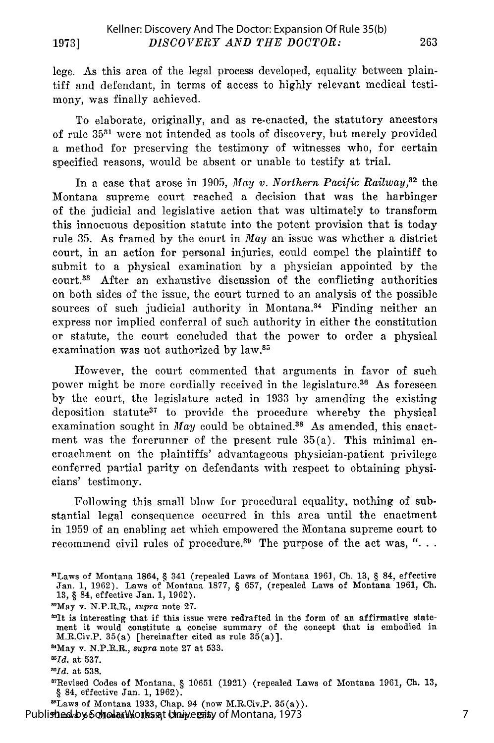lege. As this area of the legal process developed, equality between plaintiff and defendant, in terms of access to highly relevant medical testimony, was finally achieved.

To elaborate, originally, and as re-enacted, the statutory ancestors of rule 35[31] were not intended as tools of discovery, but merely provided a method for preserving the testimony of witnesses who, for certain specified reasons, would be absent or unable to testify at trial.

In a case that arose in 1905, *May v. Northern Pacific Railway*,[32] the Montana supreme court reached a decision that was the harbinger of the judicial and legislative action that was ultimately to transform this innocuous deposition statute into the potent provision that is today rule 35. As framed by the court in *May* an issue was whether a district court, in an action for personal injuries, could compel the plaintiff to submit to a physical examination by a physician appointed by the court.[33] After an exhaustive discussion of the conflicting authorities on both sides of the issue, the court turned to an analysis of the possible sources of such judicial authority in Montana.[34] Finding neither an express nor implied conferral of such authority in either the constitution or statute, the court concluded that the power to order a physical examination was not authorized by law.[35]

However, the court commented that arguments in favor of such power might be more cordially received in the legislature.[36] As foreseen by the court, the legislature acted in 1933 by amending the existing deposition statute[37] to provide the procedure whereby the physical examination sought in *May* could be obtained.[38] As amended, this enactment was the forerunner of the present rule 35(a). This minimal encroachment on the plaintiffs' advantageous physician-patient privilege conferred partial parity on defendants with respect to obtaining physicians' testimony.

Following this small blow for procedural equality, nothing of substantial legal consequence occurred in this area until the enactment in 1959 of an enabling act which empowered the Montana supreme court to recommend civil rules of procedure.[39] The purpose of the act was, ". . .

---

[31]Laws of Montana 1864, § 341 (repealed Laws of Montana 1961, Ch. 13, § 84, effective Jan. 1, 1962). Laws of Montana 1877, § 657, (repealed Laws of Montana 1961, Ch. 13, § 84, effective Jan. 1, 1962).

[32]May v. N.P.R.R., *supra* note 27.

[33]It is interesting that if this issue were redrafted in the form of an affirmative statement it would constitute a concise summary of the concept that is embodied in M.R.Civ.P. 35(a) [hereinafter cited as rule 35(a)].

[34]May v. N.P.R.R., *supra* note 27 at 533.

[35]*Id.* at 537.

[36]*Id.* at 538.

[37]Revised Codes of Montana, § 10651 (1921) (repealed Laws of Montana 1961, Ch. 13, § 84, effective Jan. 1, 1962).

[38]Laws of Montana 1933, Chap. 94 (now M.R.Civ.P. 35(a)).

[39]Laws of Montana 1959, Chap. 255.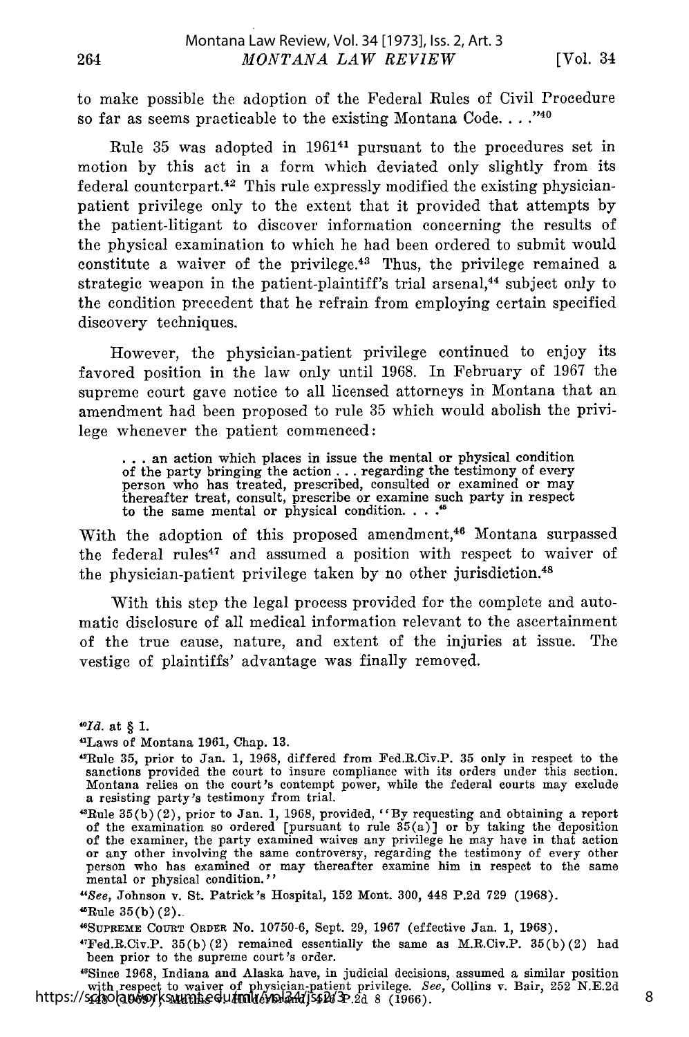to make possible the adoption of the Federal Rules of Civil Procedure so far as seems practicable to the existing Montana Code. . . ."[40]

Rule 35 was adopted in 1961[41] pursuant to the procedures set in motion by this act in a form which deviated only slightly from its federal counterpart.[42] This rule expressly modified the existing physician-patient privilege only to the extent that it provided that attempts by the patient-litigant to discover information concerning the results of the physical examination to which he had been ordered to submit would constitute a waiver of the privilege.[43] Thus, the privilege remained a strategic weapon in the patient-plaintiff's trial arsenal,[44] subject only to the condition precedent that he refrain from employing certain specified discovery techniques.

However, the physician-patient privilege continued to enjoy its favored position in the law only until 1968. In February of 1967 the supreme court gave notice to all licensed attorneys in Montana that an amendment had been proposed to rule 35 which would abolish the privilege whenever the patient commenced:

> . . . an action which places in issue the mental or physical condition of the party bringing the action . . . regarding the testimony of every person who has treated, prescribed, consulted or examined or may thereafter treat, consult, prescribe or examine such party in respect to the same mental or physical condition. . . .[45]

With the adoption of this proposed amendment,[46] Montana surpassed the federal rules[47] and assumed a position with respect to waiver of the physician-patient privilege taken by no other jurisdiction.[48]

With this step the legal process provided for the complete and automatic disclosure of all medical information relevant to the ascertainment of the true cause, nature, and extent of the injuries at issue. The vestige of plaintiffs' advantage was finally removed.

---

[40] *Id.* at § 1.

[41] Laws of Montana 1961, Chap. 13.

[42] Rule 35, prior to Jan. 1, 1968, differed from Fed.R.Civ.P. 35 only in respect to the sanctions provided the court to insure compliance with its orders under this section. Montana relies on the court's contempt power, while the federal courts may exclude a resisting party's testimony from trial.

[43] Rule 35(b)(2), prior to Jan. 1, 1968, provided, "By requesting and obtaining a report of the examination so ordered [pursuant to rule 35(a)] or by taking the deposition of the examiner, the party examined waives any privilege he may have in that action or any other involving the same controversy, regarding the testimony of every other person who has examined or may thereafter examine him in respect to the same mental or physical condition."

[44] *See,* Johnson v. St. Patrick's Hospital, 152 Mont. 300, 448 P.2d 729 (1968).

[45] Rule 35(b)(2).

[46] SUPREME COURT ORDER No. 10750-6, Sept. 29, 1967 (effective Jan. 1, 1968).

[47] Fed.R.Civ.P. 35(b)(2) remained essentially the same as M.R.Civ.P. 35(b)(2) had been prior to the supreme court's order.

[48] Since 1968, Indiana and Alaska have, in judicial decisions, assumed a similar position with respect to waiver of physician-patient privilege. *See,* Collins v. Bair, 252 N.E.2d 448 (1969); Mathis v. Hilderbrand, 416 P.2d 8 (1966).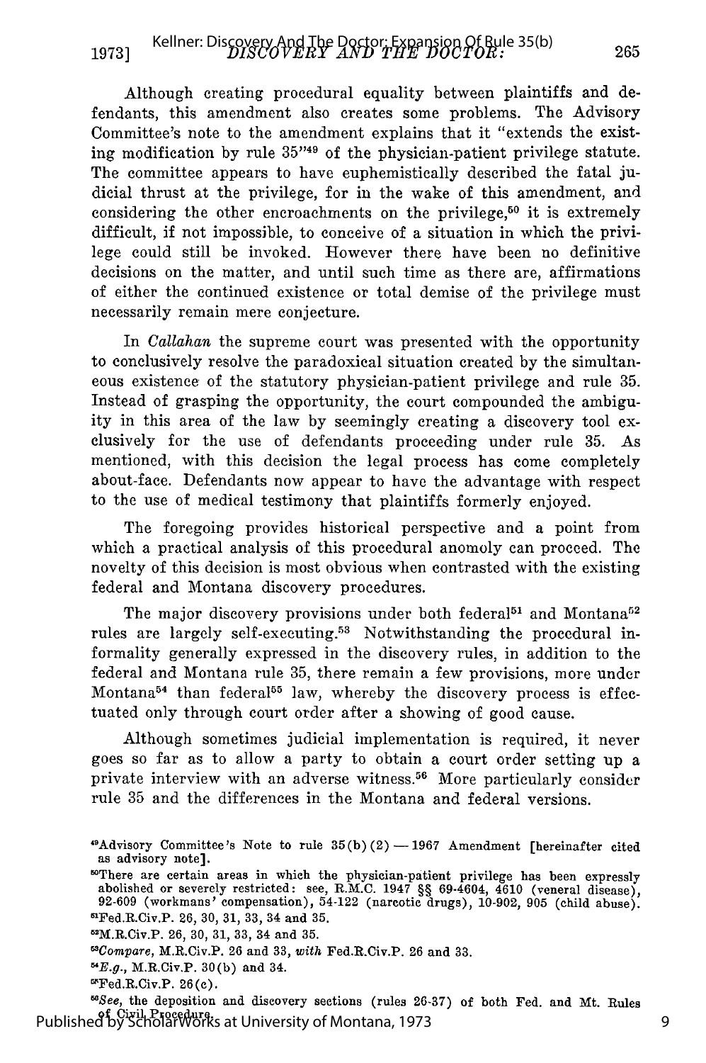Although creating procedural equality between plaintiffs and defendants, this amendment also creates some problems. The Advisory Committee's note to the amendment explains that it "extends the existing modification by rule 35"[49] of the physician-patient privilege statute. The committee appears to have euphemistically described the fatal judicial thrust at the privilege, for in the wake of this amendment, and considering the other encroachments on the privilege,[50] it is extremely difficult, if not impossible, to conceive of a situation in which the privilege could still be invoked. However there have been no definitive decisions on the matter, and until such time as there are, affirmations of either the continued existence or total demise of the privilege must necessarily remain mere conjecture.

In *Callahan* the supreme court was presented with the opportunity to conclusively resolve the paradoxical situation created by the simultaneous existence of the statutory physician-patient privilege and rule 35. Instead of grasping the opportunity, the court compounded the ambiguity in this area of the law by seemingly creating a discovery tool exclusively for the use of defendants proceeding under rule 35. As mentioned, with this decision the legal process has come completely about-face. Defendants now appear to have the advantage with respect to the use of medical testimony that plaintiffs formerly enjoyed.

The foregoing provides historical perspective and a point from which a practical analysis of this procedural anomoly can proceed. The novelty of this decision is most obvious when contrasted with the existing federal and Montana discovery procedures.

The major discovery provisions under both federal[51] and Montana[52] rules are largely self-executing.[53] Notwithstanding the procedural informality generally expressed in the discovery rules, in addition to the federal and Montana rule 35, there remain a few provisions, more under Montana[54] than federal[55] law, whereby the discovery process is effectuated only through court order after a showing of good cause.

Although sometimes judicial implementation is required, it never goes so far as to allow a party to obtain a court order setting up a private interview with an adverse witness.[56] More particularly consider rule 35 and the differences in the Montana and federal versions.

---

[49]Advisory Committee's Note to rule 35(b)(2) — 1967 Amendment [hereinafter cited as advisory note].

[50]There are certain areas in which the physician-patient privilege has been expressly abolished or severely restricted: see, R.M.C. 1947 §§ 69-4604, 4610 (veneral disease), 92-609 (workmans' compensation), 54-122 (narcotic drugs), 10-902, 905 (child abuse).

[51]Fed.R.Civ.P. 26, 30, 31, 33, 34 and 35.

[52]M.R.Civ.P. 26, 30, 31, 33, 34 and 35.

[53]*Compare*, M.R.Civ.P. 26 and 33, *with* Fed.R.Civ.P. 26 and 33.

[54]*E.g.*, M.R.Civ.P. 30(b) and 34.

[55]Fed.R.Civ.P. 26(c).

[56]*See*, the deposition and discovery sections (rules 26-37) of both Fed. and Mt. Rules of Civil Procedure.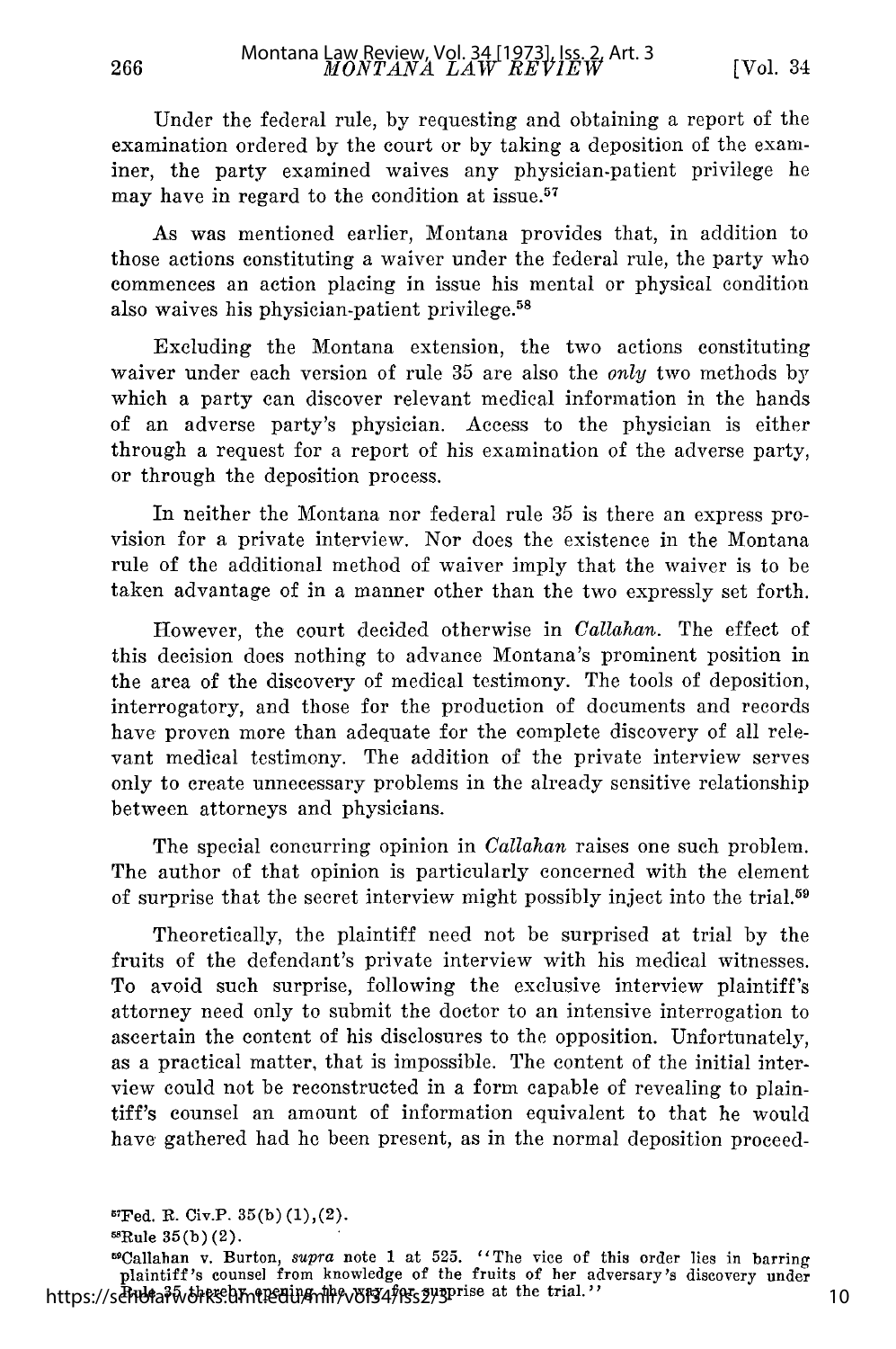Under the federal rule, by requesting and obtaining a report of the examination ordered by the court or by taking a deposition of the examiner, the party examined waives any physician-patient privilege he may have in regard to the condition at issue.[57]

As was mentioned earlier, Montana provides that, in addition to those actions constituting a waiver under the federal rule, the party who commences an action placing in issue his mental or physical condition also waives his physician-patient privilege.[58]

Excluding the Montana extension, the two actions constituting waiver under each version of rule 35 are also the *only* two methods by which a party can discover relevant medical information in the hands of an adverse party's physician. Access to the physician is either through a request for a report of his examination of the adverse party, or through the deposition process.

In neither the Montana nor federal rule 35 is there an express provision for a private interview. Nor does the existence in the Montana rule of the additional method of waiver imply that the waiver is to be taken advantage of in a manner other than the two expressly set forth.

However, the court decided otherwise in *Callahan*. The effect of this decision does nothing to advance Montana's prominent position in the area of the discovery of medical testimony. The tools of deposition, interrogatory, and those for the production of documents and records have proven more than adequate for the complete discovery of all relevant medical testimony. The addition of the private interview serves only to create unnecessary problems in the already sensitive relationship between attorneys and physicians.

The special concurring opinion in *Callahan* raises one such problem. The author of that opinion is particularly concerned with the element of surprise that the secret interview might possibly inject into the trial.[59]

Theoretically, the plaintiff need not be surprised at trial by the fruits of the defendant's private interview with his medical witnesses. To avoid such surprise, following the exclusive interview plaintiff's attorney need only to submit the doctor to an intensive interrogation to ascertain the content of his disclosures to the opposition. Unfortunately, as a practical matter, that is impossible. The content of the initial interview could not be reconstructed in a form capable of revealing to plaintiff's counsel an amount of information equivalent to that he would have gathered had he been present, as in the normal deposition proceed-

[57]Fed. R. Civ.P. 35(b)(1),(2).

[58]Rule 35(b)(2).

[59]Callahan v. Burton, *supra* note 1 at 525. "The vice of this order lies in barring plaintiff's counsel from knowledge of the fruits of her adversary's discovery under Rule 35 thereby opening the way for surprise at the trial."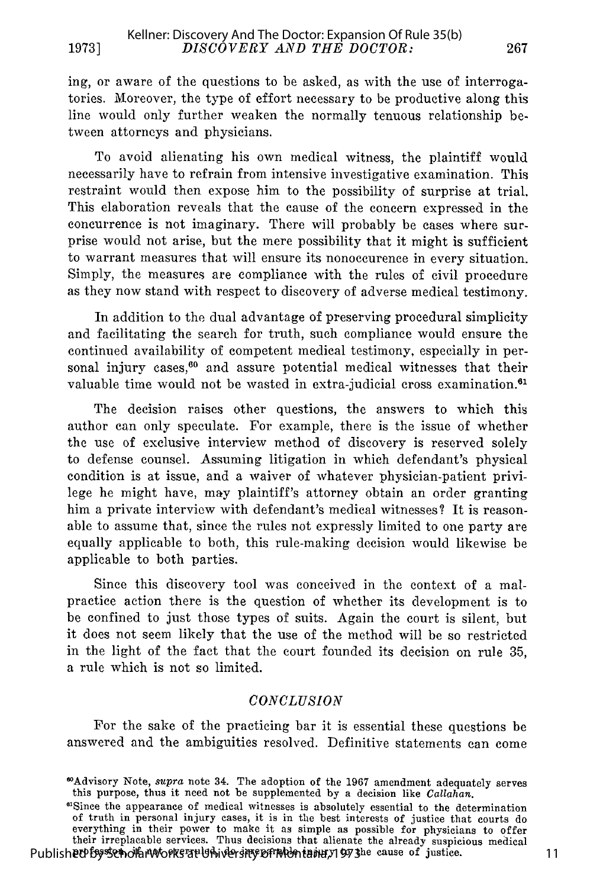ing, or aware of the questions to be asked, as with the use of interrogatories. Moreover, the type of effort necessary to be productive along this line would only further weaken the normally tenuous relationship between attorneys and physicians.

To avoid alienating his own medical witness, the plaintiff would necessarily have to refrain from intensive investigative examination. This restraint would then expose him to the possibility of surprise at trial. This elaboration reveals that the cause of the concern expressed in the concurrence is not imaginary. There will probably be cases where surprise would not arise, but the mere possibility that it might is sufficient to warrant measures that will ensure its nonoccurence in every situation. Simply, the measures are compliance with the rules of civil procedure as they now stand with respect to discovery of adverse medical testimony.

In addition to the dual advantage of preserving procedural simplicity and facilitating the search for truth, such compliance would ensure the continued availability of competent medical testimony, especially in personal injury cases,[60] and assure potential medical witnesses that their valuable time would not be wasted in extra-judicial cross examination.[61]

The decision raises other questions, the answers to which this author can only speculate. For example, there is the issue of whether the use of exclusive interview method of discovery is reserved solely to defense counsel. Assuming litigation in which defendant's physical condition is at issue, and a waiver of whatever physician-patient privilege he might have, may plaintiff's attorney obtain an order granting him a private interview with defendant's medical witnesses? It is reasonable to assume that, since the rules not expressly limited to one party are equally applicable to both, this rule-making decision would likewise be applicable to both parties.

Since this discovery tool was conceived in the context of a malpractice action there is the question of whether its development is to be confined to just those types of suits. Again the court is silent, but it does not seem likely that the use of the method will be so restricted in the light of the fact that the court founded its decision on rule 35, a rule which is not so limited.

## *CONCLUSION*

For the sake of the practicing bar it is essential these questions be answered and the ambiguities resolved. Definitive statements can come

---

[60]Advisory Note, *supra* note 34. The adoption of the 1967 amendment adequately serves this purpose, thus it need not be supplemented by a decision like *Callahan*.

[61]Since the appearance of medical witnesses is absolutely essential to the determination of truth in personal injury cases, it is in the best interests of justice that courts do everything in their power to make it as simple as possible for physicians to offer their irreplacable services. Thus decisions that alienate the already suspicious medical profession, if not overruled, do irreparable injury to the cause of justice.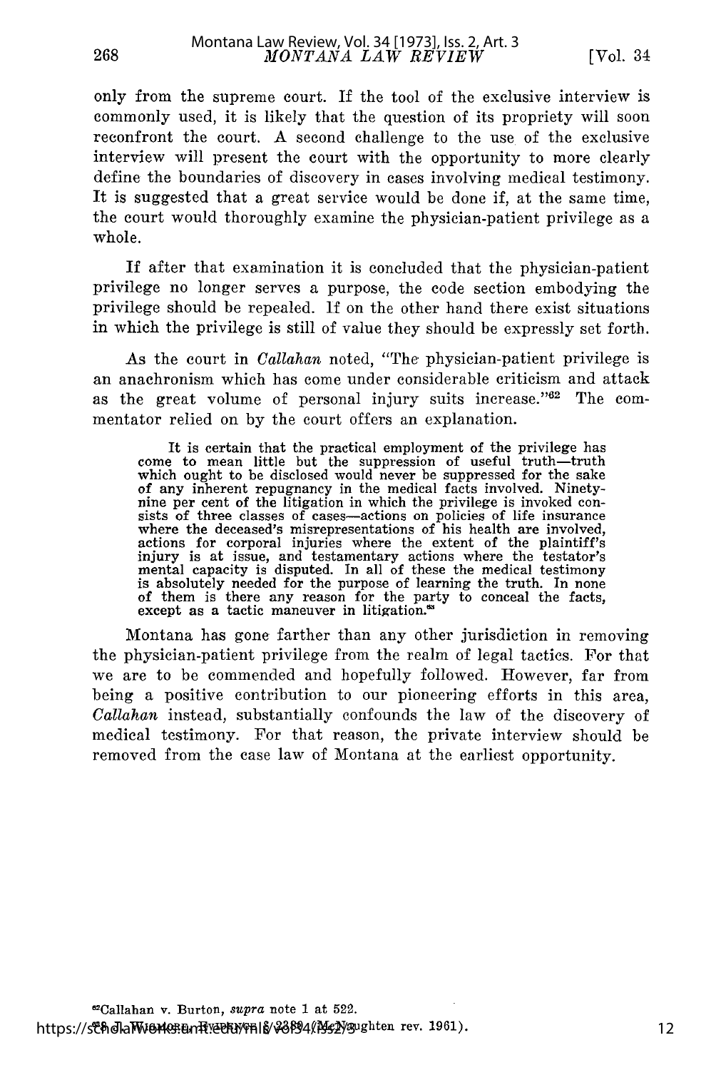only from the supreme court. If the tool of the exclusive interview is commonly used, it is likely that the question of its propriety will soon reconfront the court. A second challenge to the use of the exclusive interview will present the court with the opportunity to more clearly define the boundaries of discovery in cases involving medical testimony. It is suggested that a great service would be done if, at the same time, the court would thoroughly examine the physician-patient privilege as a whole.

If after that examination it is concluded that the physician-patient privilege no longer serves a purpose, the code section embodying the privilege should be repealed. If on the other hand there exist situations in which the privilege is still of value they should be expressly set forth.

As the court in *Callahan* noted, "The physician-patient privilege is an anachronism which has come under considerable criticism and attack as the great volume of personal injury suits increase."[62] The commentator relied on by the court offers an explanation.

> It is certain that the practical employment of the privilege has come to mean little but the suppression of useful truth—truth which ought to be disclosed would never be suppressed for the sake of any inherent repugnancy in the medical facts involved. Ninety-nine per cent of the litigation in which the privilege is invoked consists of three classes of cases—actions on policies of life insurance where the deceased's misrepresentations of his health are involved, actions for corporal injuries where the extent of the plaintiff's injury is at issue, and testamentary actions where the testator's mental capacity is disputed. In all of these the medical testimony is absolutely needed for the purpose of learning the truth. In none of them is there any reason for the party to conceal the facts, except as a tactic maneuver in litigation.[63]

Montana has gone farther than any other jurisdiction in removing the physician-patient privilege from the realm of legal tactics. For that we are to be commended and hopefully followed. However, far from being a positive contribution to our pioneering efforts in this area, *Callahan* instead, substantially confounds the law of the discovery of medical testimony. For that reason, the private interview should be removed from the case law of Montana at the earliest opportunity.

---

[62]Callahan v. Burton, *supra* note 1 at 522.

[63]8 J. WIGMORE, EVIDENCE § 2380a (McNaughten rev. 1961).